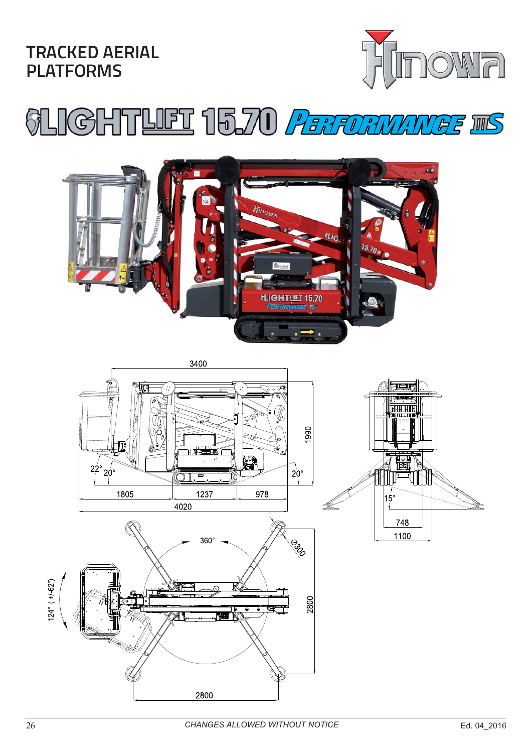# TRACKED AERIAL PLATFORMS

Hinowa

## LIGHTLIFT 15.70 PERFORMANCE IIIS

3400

1990

22° 20°

20°

1805 1237 978

4020

15°

748

1100

360°

Ø300

124° (+/-62°)

2800

2800

*CHANGES ALLOWED WITHOUT NOTICE*

Ed. 04_2016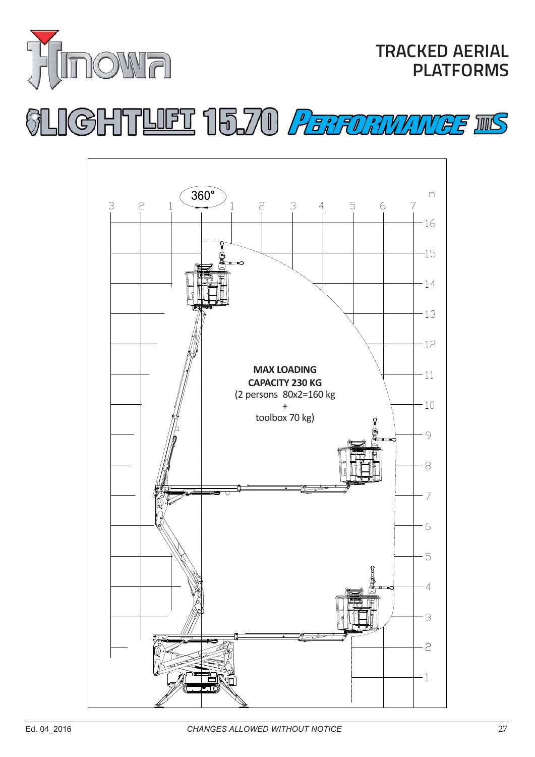# TRACKED AERIAL PLATFORMS

## LIGHTLIFT 15.70 PERFORMANCE IIIS

360°

**MAX LOADING CAPACITY 230 KG**
(2 persons 80x2=160 kg
+
toolbox 70 kg)

Ed. 04_2016

*CHANGES ALLOWED WITHOUT NOTICE*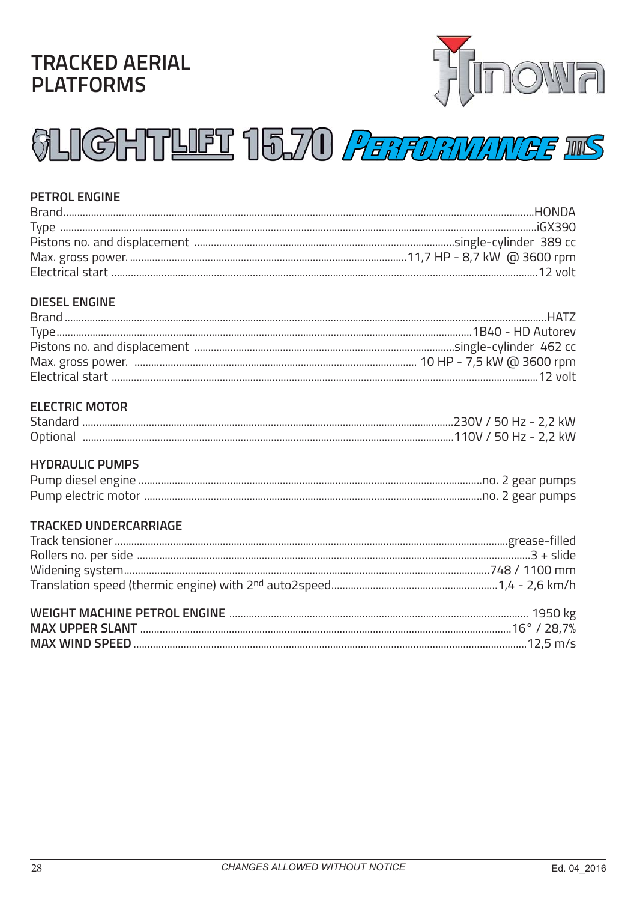# TRACKED AERIAL PLATFORMS

HINOWA

## LIGHTLIFT 15.70 PERFORMANCE IIIS

### PETROL ENGINE

| | |
|---|---|
| Brand | HONDA |
| Type | iGX390 |
| Pistons no. and displacement | single-cylinder 389 cc |
| Max. gross power. | 11,7 HP - 8,7 kW @ 3600 rpm |
| Electrical start | 12 volt |

### DIESEL ENGINE

| | |
|---|---|
| Brand | HATZ |
| Type | 1B40 - HD Autorev |
| Pistons no. and displacement | single-cylinder 462 cc |
| Max. gross power. | 10 HP - 7,5 kW @ 3600 rpm |
| Electrical start | 12 volt |

### ELECTRIC MOTOR

| | |
|---|---|
| Standard | 230V / 50 Hz - 2,2 kW |
| Optional | 110V / 50 Hz - 2,2 kW |

### HYDRAULIC PUMPS

| | |
|---|---|
| Pump diesel engine | no. 2 gear pumps |
| Pump electric motor | no. 2 gear pumps |

### TRACKED UNDERCARRIAGE

| | |
|---|---|
| Track tensioner | grease-filled |
| Rollers no. per side | 3 + slide |
| Widening system | 748 / 1100 mm |
| Translation speed (thermic engine) with 2nd auto2speed | 1,4 - 2,6 km/h |

| | |
|---|---|
| **WEIGHT MACHINE PETROL ENGINE** | 1950 kg |
| **MAX UPPER SLANT** | 16° / 28,7% |
| **MAX WIND SPEED** | 12,5 m/s |

*CHANGES ALLOWED WITHOUT NOTICE*

Ed. 04_2016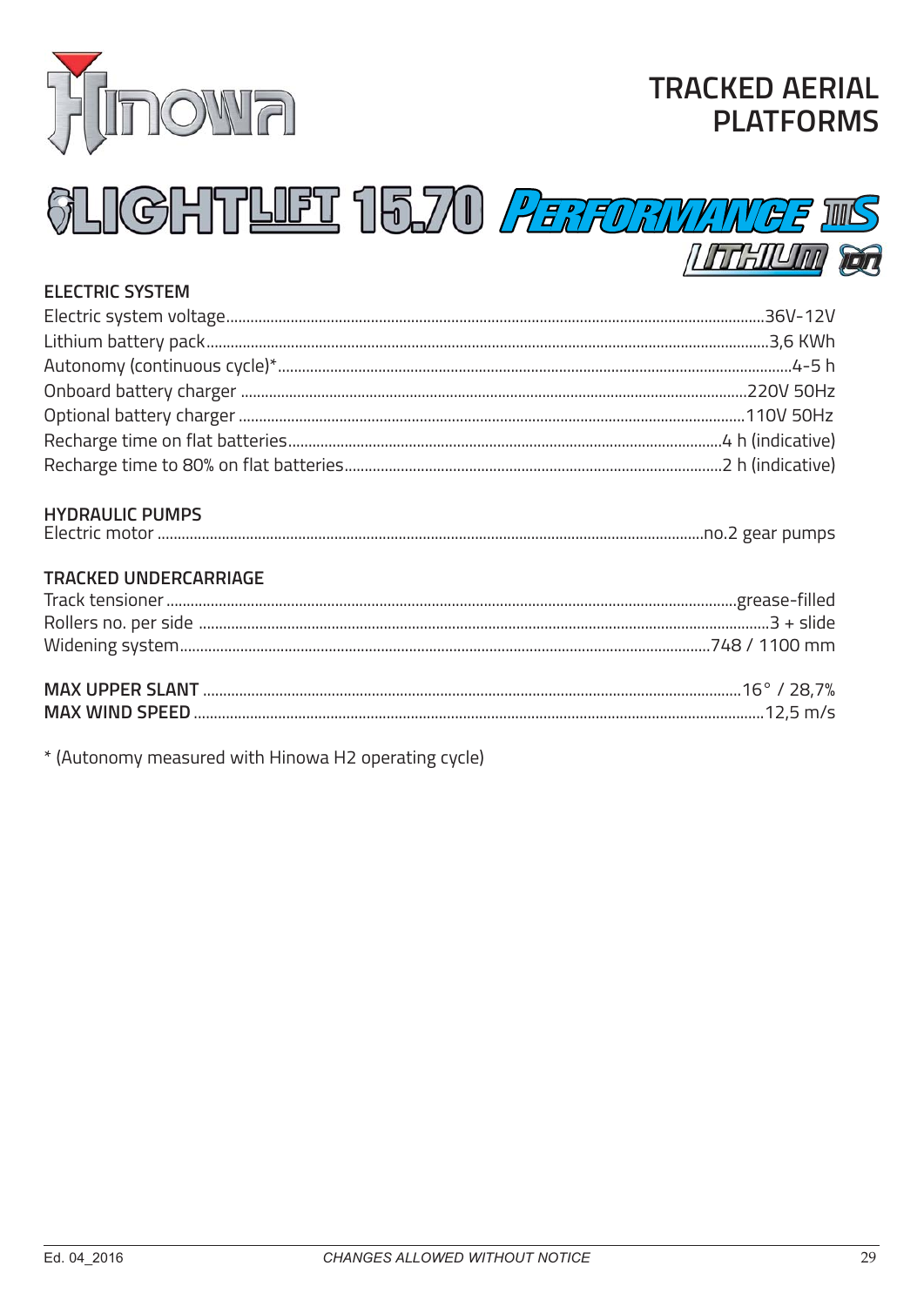# TRACKED AERIAL PLATFORMS

## LIGHTLIFT 15.70 PERFORMANCE IIIS LITHIUM ION

### ELECTRIC SYSTEM

| | |
|---|---|
| Electric system voltage | 36V-12V |
| Lithium battery pack | 3,6 KWh |
| Autonomy (continuous cycle)* | 4-5 h |
| Onboard battery charger | 220V 50Hz |
| Optional battery charger | 110V 50Hz |
| Recharge time on flat batteries | 4 h (indicative) |
| Recharge time to 80% on flat batteries | 2 h (indicative) |

### HYDRAULIC PUMPS

| | |
|---|---|
| Electric motor | no.2 gear pumps |

### TRACKED UNDERCARRIAGE

| | |
|---|---|
| Track tensioner | grease-filled |
| Rollers no. per side | 3 + slide |
| Widening system | 748 / 1100 mm |

| | |
|---|---|
| **MAX UPPER SLANT** | 16° / 28,7% |
| **MAX WIND SPEED** | 12,5 m/s |

* (Autonomy measured with Hinowa H2 operating cycle)

Ed. 04_2016 — *CHANGES ALLOWED WITHOUT NOTICE*